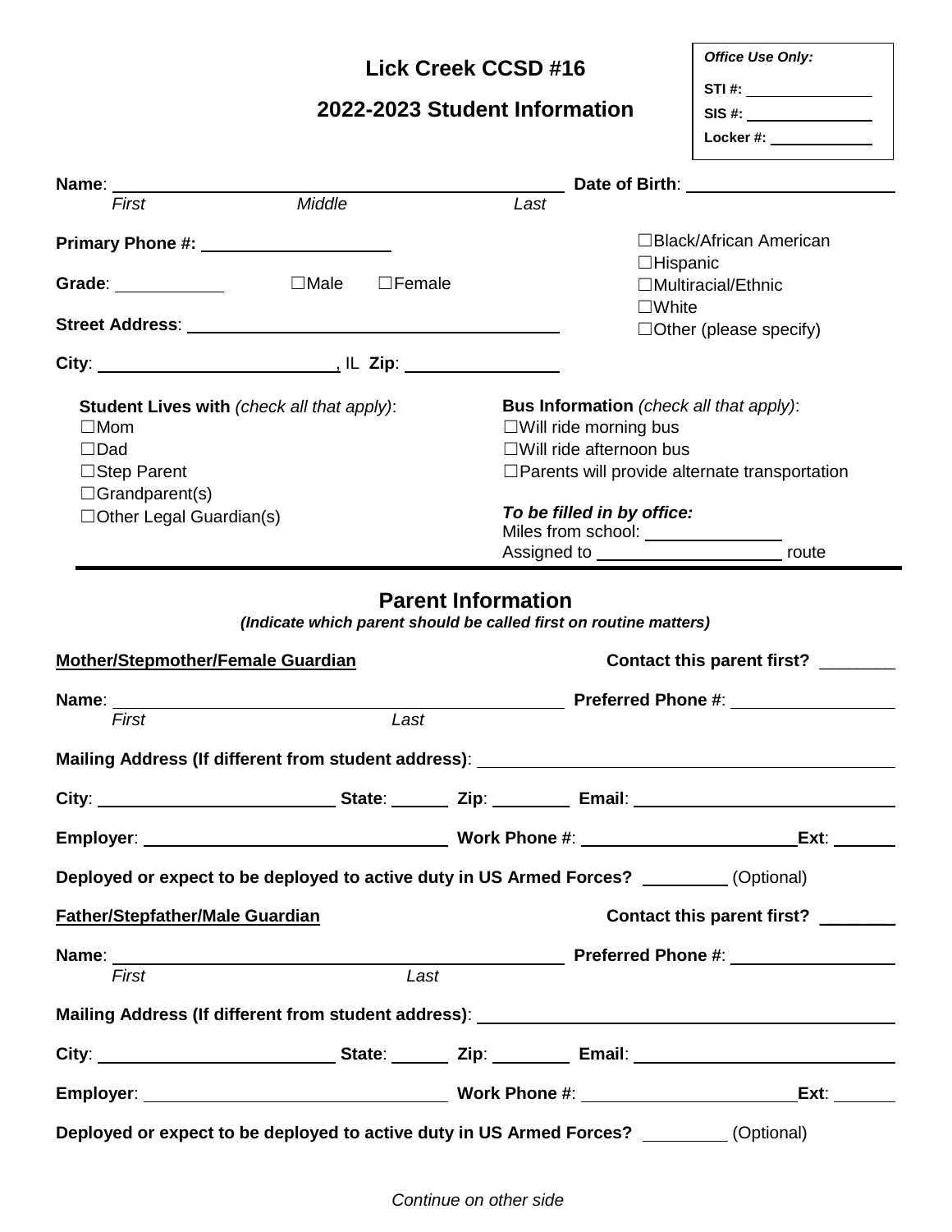# Lick Creek CCSD #16

## 2022-2023 Student Information

*Office Use Only:*

**STI #:** ______________

**SIS #:** ______________

**Locker #:** ____________

**Name**: ______________________________________________ **Date of Birth**: ______________________

*First* *Middle* *Last*

**Primary Phone #:** ____________________

**Grade**: ___________ ☐Male ☐Female

**Street Address**: ________________________________________

**City**: _________________________, IL **Zip**: ________________

☐Black/African American
☐Hispanic
☐Multiracial/Ethnic
☐White
☐Other (please specify)

**Student Lives with** *(check all that apply)*:
☐Mom
☐Dad
☐Step Parent
☐Grandparent(s)
☐Other Legal Guardian(s)

**Bus Information** *(check all that apply)*:
☐Will ride morning bus
☐Will ride afternoon bus
☐Parents will provide alternate transportation

***To be filled in by office:***
Miles from school: ______________
Assigned to ___________________ route

---

## Parent Information

***(Indicate which parent should be called first on routine matters)***

**Mother/Stepmother/Female Guardian** **Contact this parent first?** ________

**Name**: ______________________________________________ **Preferred Phone #**: __________________

*First* *Last*

**Mailing Address (If different from student address)**: ________________________________________

**City**: _________________________ **State**: ______ **Zip**: ________ **Email**: ____________________________

**Employer**: ________________________________ **Work Phone #**: ______________________ **Ext**: ______

**Deployed or expect to be deployed to active duty in US Armed Forces?** ________ (Optional)

**Father/Stepfather/Male Guardian** **Contact this parent first?** ________

**Name**: ______________________________________________ **Preferred Phone #**: __________________

*First* *Last*

**Mailing Address (If different from student address)**: ________________________________________

**City**: _________________________ **State**: ______ **Zip**: ________ **Email**: ____________________________

**Employer**: ________________________________ **Work Phone #**: ______________________ **Ext**: ______

**Deployed or expect to be deployed to active duty in US Armed Forces?** ________ (Optional)

*Continue on other side*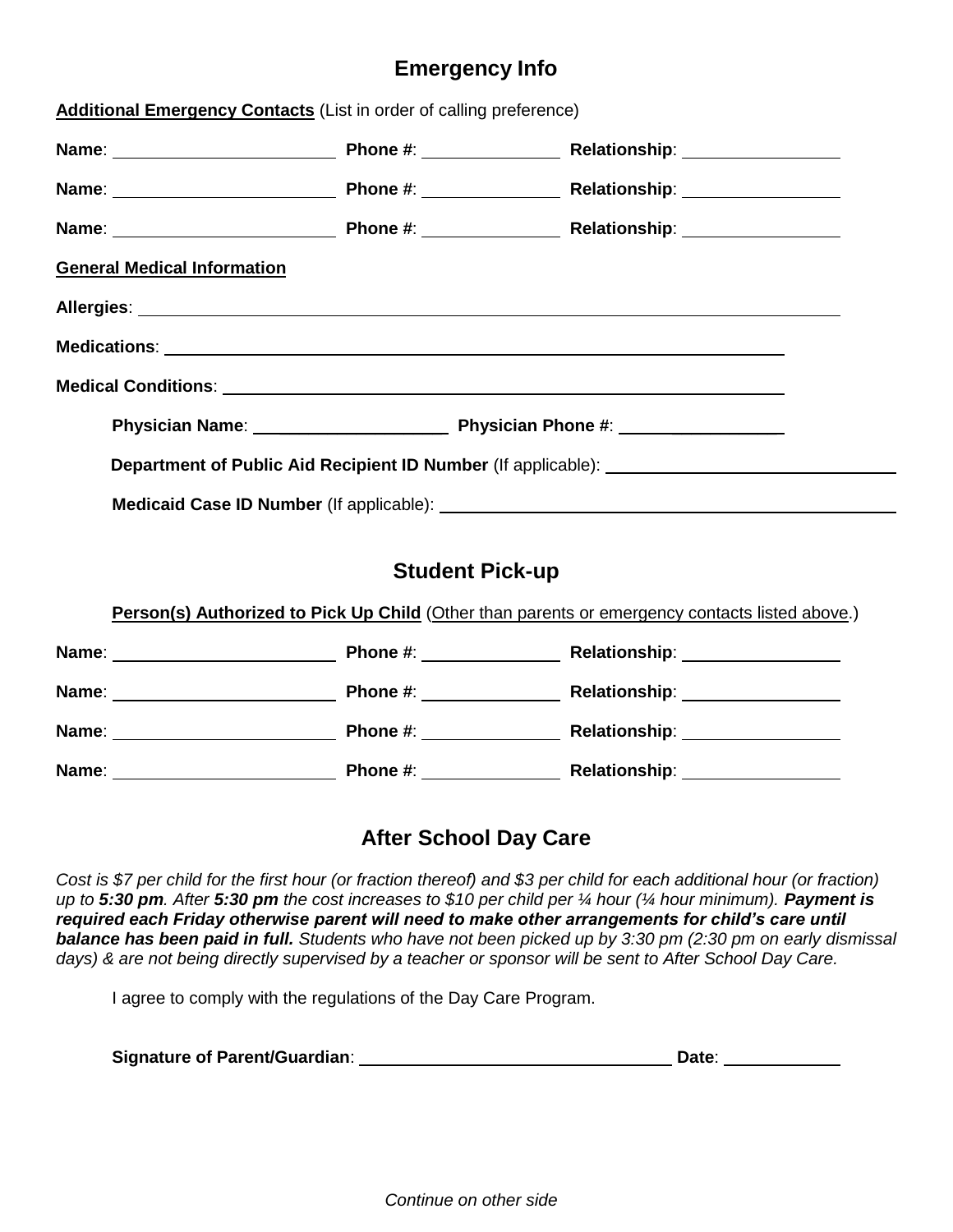## Emergency Info

**Additional Emergency Contacts** (List in order of calling preference)

**Name**: \_\_\_\_\_\_\_\_\_\_\_\_\_\_\_\_\_\_\_\_\_\_\_\_ **Phone #**: \_\_\_\_\_\_\_\_\_\_\_\_\_\_\_ **Relationship**: \_\_\_\_\_\_\_\_\_\_\_\_\_\_\_\_\_

**Name**: \_\_\_\_\_\_\_\_\_\_\_\_\_\_\_\_\_\_\_\_\_\_\_\_ **Phone #**: \_\_\_\_\_\_\_\_\_\_\_\_\_\_\_ **Relationship**: \_\_\_\_\_\_\_\_\_\_\_\_\_\_\_\_\_

**Name**: \_\_\_\_\_\_\_\_\_\_\_\_\_\_\_\_\_\_\_\_\_\_\_\_ **Phone #**: \_\_\_\_\_\_\_\_\_\_\_\_\_\_\_ **Relationship**: \_\_\_\_\_\_\_\_\_\_\_\_\_\_\_\_\_

**General Medical Information**

**Allergies**: \_\_\_\_\_\_\_\_\_\_\_\_\_\_\_\_\_\_\_\_\_\_\_\_\_\_\_\_\_\_\_\_\_\_\_\_\_\_\_\_\_\_\_\_\_\_\_\_\_\_\_\_\_\_\_\_\_\_\_\_\_\_\_\_\_\_\_\_\_\_\_\_\_\_

**Medications**: \_\_\_\_\_\_\_\_\_\_\_\_\_\_\_\_\_\_\_\_\_\_\_\_\_\_\_\_\_\_\_\_\_\_\_\_\_\_\_\_\_\_\_\_\_\_\_\_\_\_\_\_\_\_\_\_\_\_\_\_\_\_\_\_\_\_

**Medical Conditions**: \_\_\_\_\_\_\_\_\_\_\_\_\_\_\_\_\_\_\_\_\_\_\_\_\_\_\_\_\_\_\_\_\_\_\_\_\_\_\_\_\_\_\_\_\_\_\_\_\_\_\_\_\_\_\_\_\_\_\_\_

**Physician Name**: \_\_\_\_\_\_\_\_\_\_\_\_\_\_\_\_\_\_\_\_\_ **Physician Phone #**: \_\_\_\_\_\_\_\_\_\_\_\_\_\_\_\_\_\_

**Department of Public Aid Recipient ID Number** (If applicable): \_\_\_\_\_\_\_\_\_\_\_\_\_\_\_\_\_\_\_\_\_\_\_\_\_\_\_\_\_\_\_

**Medicaid Case ID Number** (If applicable): \_\_\_\_\_\_\_\_\_\_\_\_\_\_\_\_\_\_\_\_\_\_\_\_\_\_\_\_\_\_\_\_\_\_\_\_\_\_\_\_\_\_\_\_\_\_\_\_

## Student Pick-up

**Person(s) Authorized to Pick Up Child** (Other than parents or emergency contacts listed above.)

**Name**: \_\_\_\_\_\_\_\_\_\_\_\_\_\_\_\_\_\_\_\_\_\_\_\_ **Phone #**: \_\_\_\_\_\_\_\_\_\_\_\_\_\_\_ **Relationship**: \_\_\_\_\_\_\_\_\_\_\_\_\_\_\_\_\_

**Name**: \_\_\_\_\_\_\_\_\_\_\_\_\_\_\_\_\_\_\_\_\_\_\_\_ **Phone #**: \_\_\_\_\_\_\_\_\_\_\_\_\_\_\_ **Relationship**: \_\_\_\_\_\_\_\_\_\_\_\_\_\_\_\_\_

**Name**: \_\_\_\_\_\_\_\_\_\_\_\_\_\_\_\_\_\_\_\_\_\_\_\_ **Phone #**: \_\_\_\_\_\_\_\_\_\_\_\_\_\_\_ **Relationship**: \_\_\_\_\_\_\_\_\_\_\_\_\_\_\_\_\_

**Name**: \_\_\_\_\_\_\_\_\_\_\_\_\_\_\_\_\_\_\_\_\_\_\_\_ **Phone #**: \_\_\_\_\_\_\_\_\_\_\_\_\_\_\_ **Relationship**: \_\_\_\_\_\_\_\_\_\_\_\_\_\_\_\_\_

## After School Day Care

*Cost is $7 per child for the first hour (or fraction thereof) and $3 per child for each additional hour (or fraction) up to* ***5:30 pm****. After* ***5:30 pm*** *the cost increases to $10 per child per ¼ hour (¼ hour minimum).* ***Payment is required each Friday otherwise parent will need to make other arrangements for child's care until balance has been paid in full.*** *Students who have not been picked up by 3:30 pm (2:30 pm on early dismissal days) & are not being directly supervised by a teacher or sponsor will be sent to After School Day Care.*

I agree to comply with the regulations of the Day Care Program.

**Signature of Parent/Guardian**: \_\_\_\_\_\_\_\_\_\_\_\_\_\_\_\_\_\_\_\_\_\_\_\_\_\_\_\_\_\_\_\_\_\_ **Date**: \_\_\_\_\_\_\_\_\_\_\_\_\_

*Continue on other side*